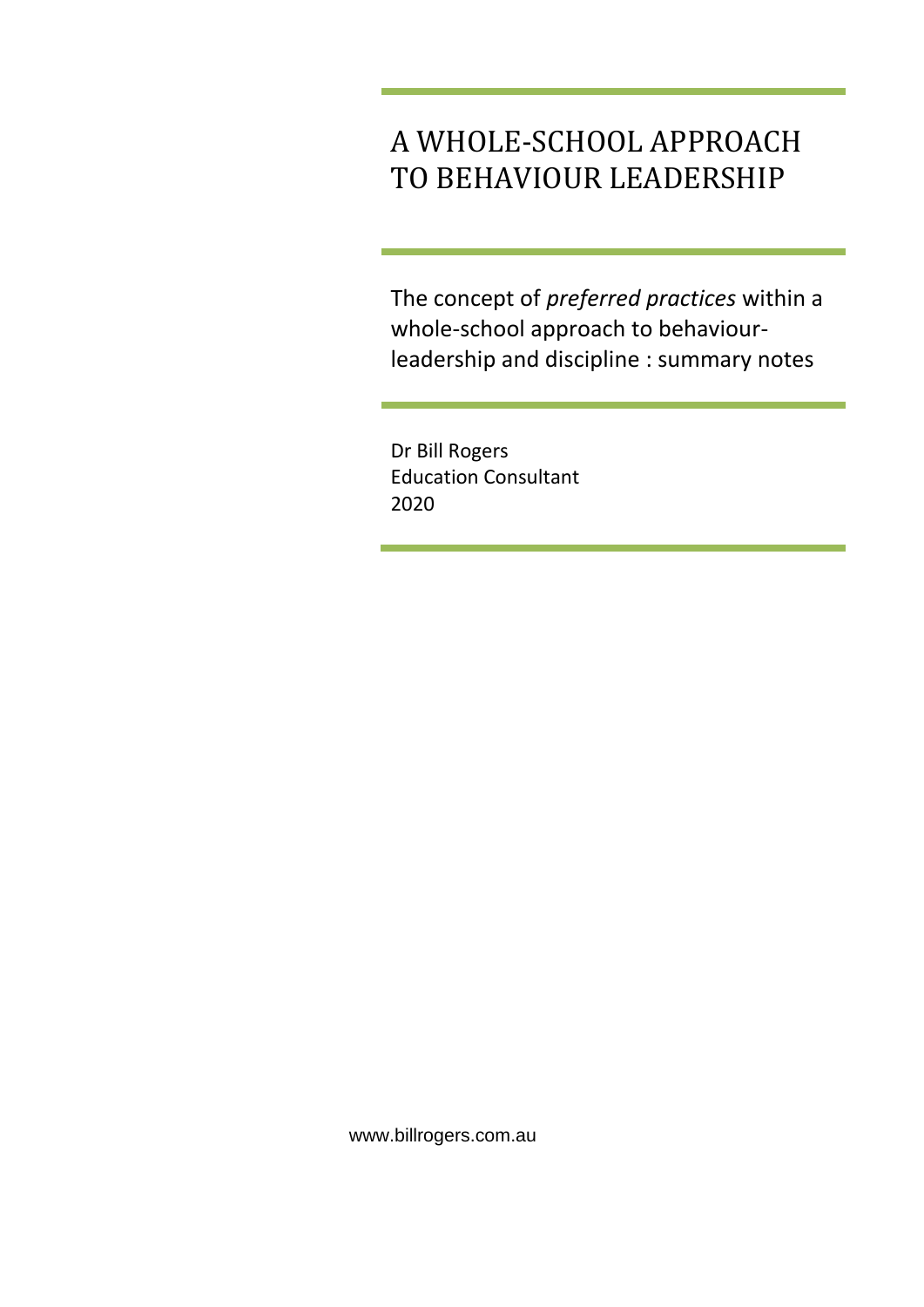# A WHOLE-SCHOOL APPROACH TO BEHAVIOUR LEADERSHIP

The concept of *preferred practices* within a whole-school approach to behaviour-leadership and discipline : summary notes

Dr Bill Rogers
Education Consultant
2020

www.billrogers.com.au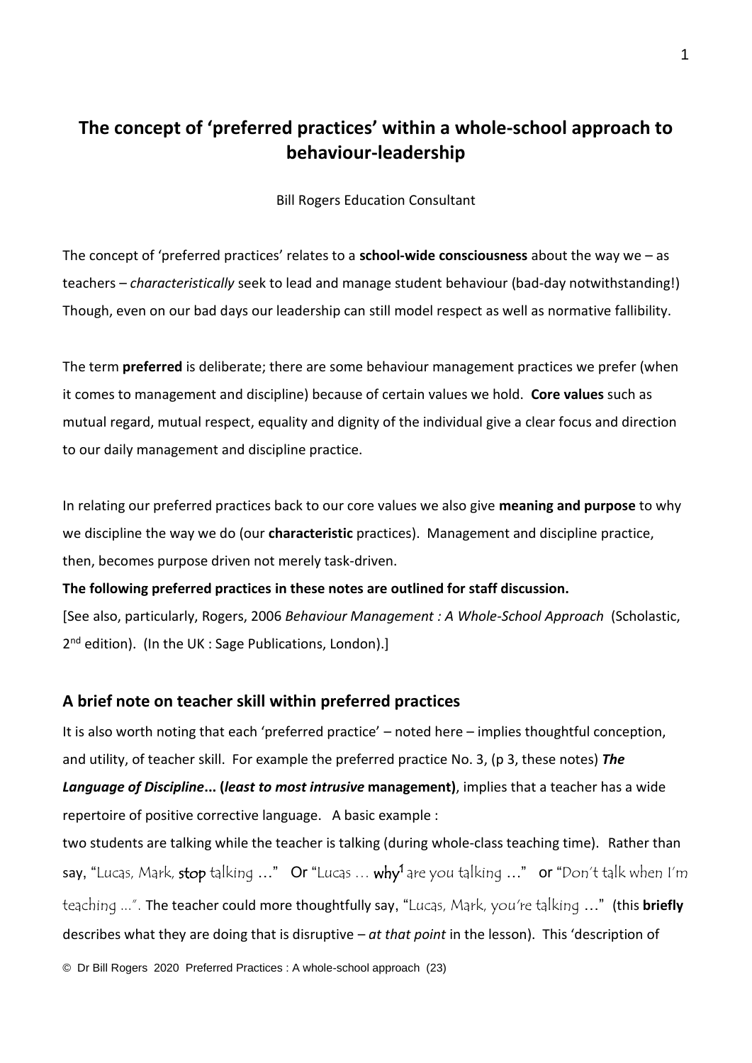# The concept of 'preferred practices' within a whole-school approach to behaviour-leadership

Bill Rogers Education Consultant

The concept of 'preferred practices' relates to a **school-wide consciousness** about the way we – as teachers – *characteristically* seek to lead and manage student behaviour (bad-day notwithstanding!) Though, even on our bad days our leadership can still model respect as well as normative fallibility.

The term **preferred** is deliberate; there are some behaviour management practices we prefer (when it comes to management and discipline) because of certain values we hold. **Core values** such as mutual regard, mutual respect, equality and dignity of the individual give a clear focus and direction to our daily management and discipline practice.

In relating our preferred practices back to our core values we also give **meaning and purpose** to why we discipline the way we do (our **characteristic** practices). Management and discipline practice, then, becomes purpose driven not merely task-driven.

**The following preferred practices in these notes are outlined for staff discussion.**

[See also, particularly, Rogers, 2006 *Behaviour Management : A Whole-School Approach* (Scholastic, 2nd edition). (In the UK : Sage Publications, London).]

## A brief note on teacher skill within preferred practices

It is also worth noting that each 'preferred practice' – noted here – implies thoughtful conception, and utility, of teacher skill. For example the preferred practice No. 3, (p 3, these notes) ***The Language of Discipline*... (*least to most intrusive* management)**, implies that a teacher has a wide repertoire of positive corrective language. A basic example :

two students are talking while the teacher is talking (during whole-class teaching time). Rather than say, "Lucas, Mark, **stop** talking …" Or "Lucas … **why**[1] are you talking …" or "Don't talk when I'm teaching …". The teacher could more thoughtfully say, "Lucas, Mark, you're talking …" (this **briefly** describes what they are doing that is disruptive – *at that point* in the lesson). This 'description of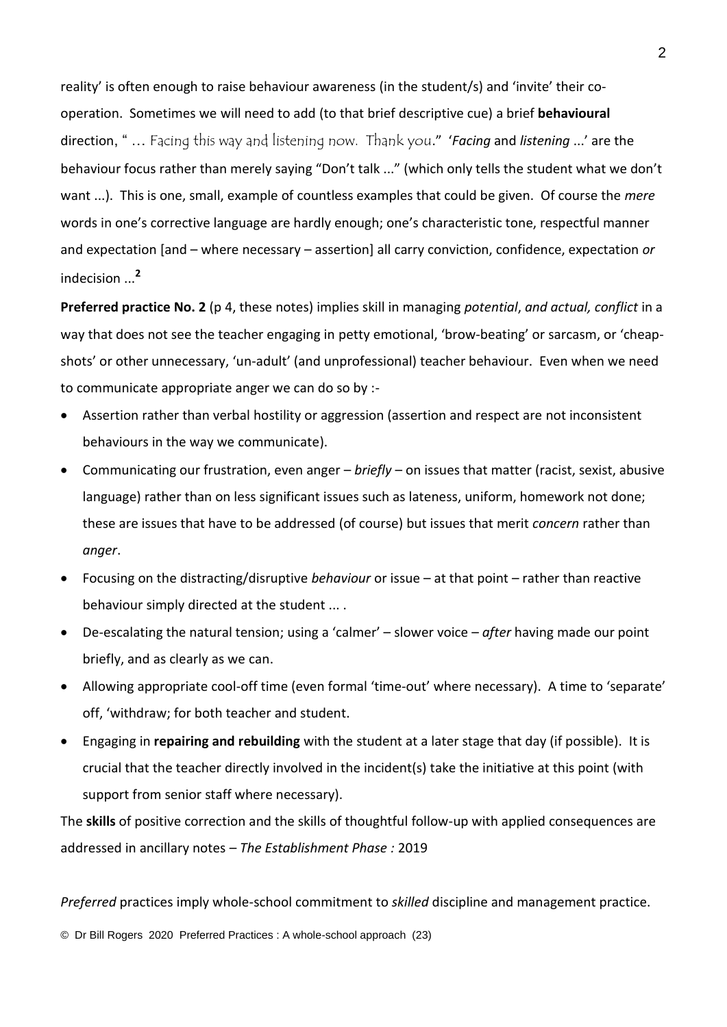reality' is often enough to raise behaviour awareness (in the student/s) and 'invite' their co-operation. Sometimes we will need to add (to that brief descriptive cue) a brief **behavioural** direction, " … Facing this way and listening now. Thank you." '*Facing* and *listening* ...' are the behaviour focus rather than merely saying "Don't talk ..." (which only tells the student what we don't want ...). This is one, small, example of countless examples that could be given. Of course the *mere* words in one's corrective language are hardly enough; one's characteristic tone, respectful manner and expectation [and – where necessary – assertion] all carry conviction, confidence, expectation *or* indecision ...[2]

**Preferred practice No. 2** (p 4, these notes) implies skill in managing *potential*, *and actual, conflict* in a way that does not see the teacher engaging in petty emotional, 'brow-beating' or sarcasm, or 'cheap-shots' or other unnecessary, 'un-adult' (and unprofessional) teacher behaviour. Even when we need to communicate appropriate anger we can do so by :-

- Assertion rather than verbal hostility or aggression (assertion and respect are not inconsistent behaviours in the way we communicate).
- Communicating our frustration, even anger – *briefly* – on issues that matter (racist, sexist, abusive language) rather than on less significant issues such as lateness, uniform, homework not done; these are issues that have to be addressed (of course) but issues that merit *concern* rather than *anger*.
- Focusing on the distracting/disruptive *behaviour* or issue – at that point – rather than reactive behaviour simply directed at the student ... .
- De-escalating the natural tension; using a 'calmer' – slower voice – *after* having made our point briefly, and as clearly as we can.
- Allowing appropriate cool-off time (even formal 'time-out' where necessary). A time to 'separate' off, 'withdraw; for both teacher and student.
- Engaging in **repairing and rebuilding** with the student at a later stage that day (if possible). It is crucial that the teacher directly involved in the incident(s) take the initiative at this point (with support from senior staff where necessary).

The **skills** of positive correction and the skills of thoughtful follow-up with applied consequences are addressed in ancillary notes – *The Establishment Phase :* 2019

*Preferred* practices imply whole-school commitment to *skilled* discipline and management practice.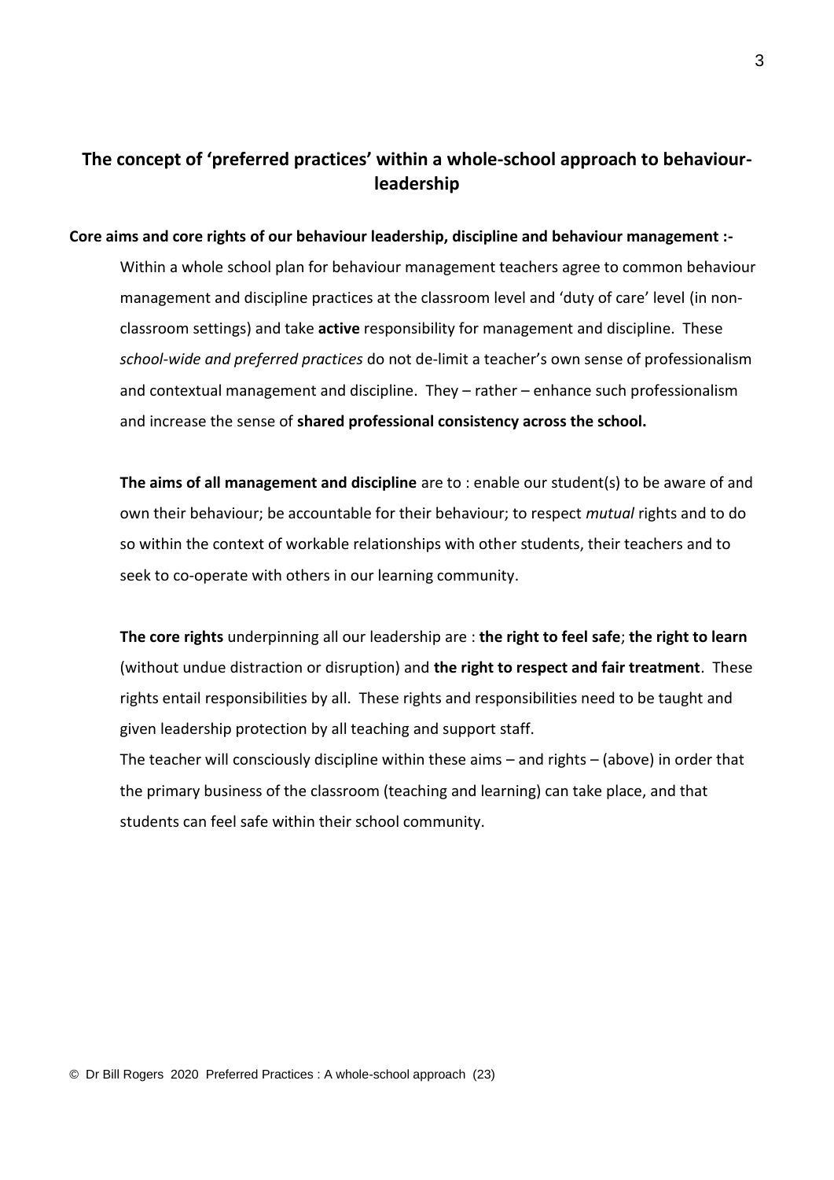## The concept of 'preferred practices' within a whole-school approach to behaviour-leadership

**Core aims and core rights of our behaviour leadership, discipline and behaviour management :-**

Within a whole school plan for behaviour management teachers agree to common behaviour management and discipline practices at the classroom level and 'duty of care' level (in non-classroom settings) and take **active** responsibility for management and discipline. These *school-wide and preferred practices* do not de-limit a teacher's own sense of professionalism and contextual management and discipline. They – rather – enhance such professionalism and increase the sense of **shared professional consistency across the school.**

**The aims of all management and discipline** are to : enable our student(s) to be aware of and own their behaviour; be accountable for their behaviour; to respect *mutual* rights and to do so within the context of workable relationships with other students, their teachers and to seek to co-operate with others in our learning community.

**The core rights** underpinning all our leadership are : **the right to feel safe**; **the right to learn** (without undue distraction or disruption) and **the right to respect and fair treatment**. These rights entail responsibilities by all. These rights and responsibilities need to be taught and given leadership protection by all teaching and support staff.

The teacher will consciously discipline within these aims – and rights – (above) in order that the primary business of the classroom (teaching and learning) can take place, and that students can feel safe within their school community.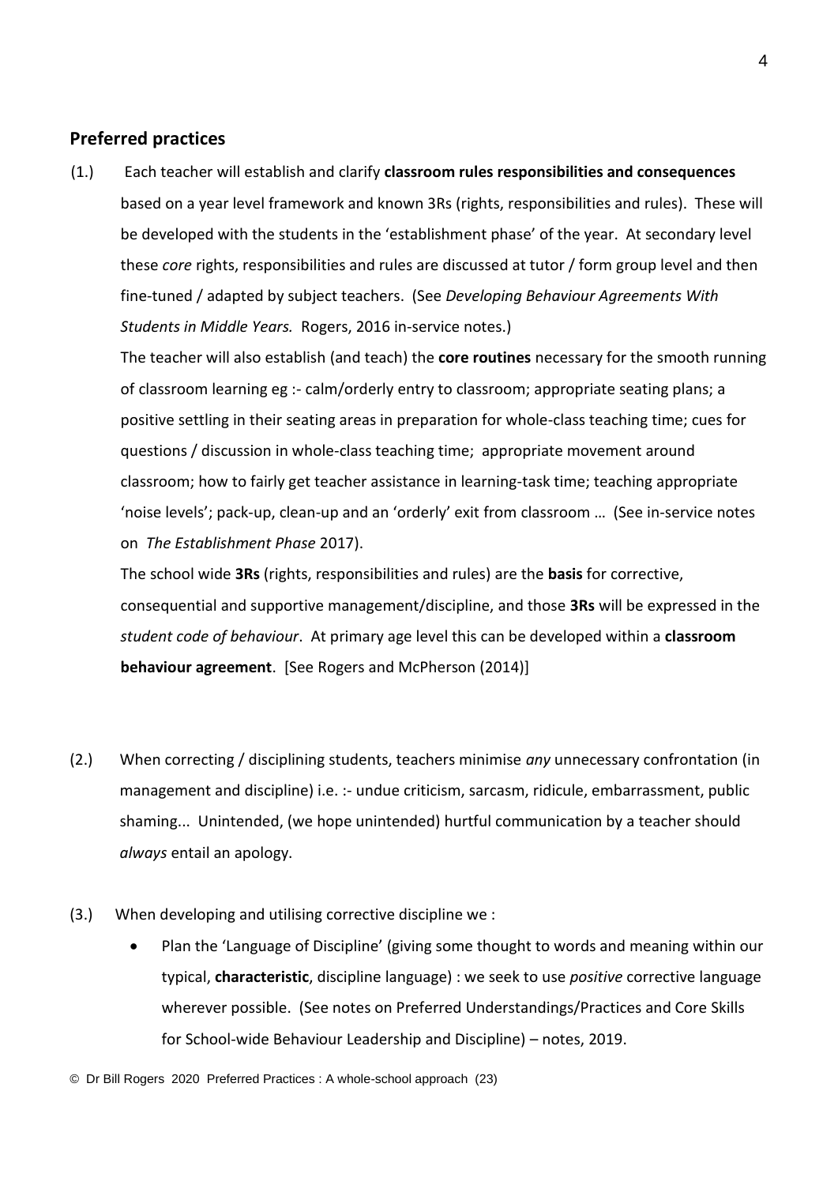## Preferred practices

(1.) Each teacher will establish and clarify **classroom rules responsibilities and consequences** based on a year level framework and known 3Rs (rights, responsibilities and rules). These will be developed with the students in the 'establishment phase' of the year. At secondary level these *core* rights, responsibilities and rules are discussed at tutor / form group level and then fine-tuned / adapted by subject teachers. (See *Developing Behaviour Agreements With Students in Middle Years.* Rogers, 2016 in-service notes.)

The teacher will also establish (and teach) the **core routines** necessary for the smooth running of classroom learning eg :- calm/orderly entry to classroom; appropriate seating plans; a positive settling in their seating areas in preparation for whole-class teaching time; cues for questions / discussion in whole-class teaching time; appropriate movement around classroom; how to fairly get teacher assistance in learning-task time; teaching appropriate 'noise levels'; pack-up, clean-up and an 'orderly' exit from classroom … (See in-service notes on *The Establishment Phase* 2017).

The school wide **3Rs** (rights, responsibilities and rules) are the **basis** for corrective, consequential and supportive management/discipline, and those **3Rs** will be expressed in the *student code of behaviour*. At primary age level this can be developed within a **classroom behaviour agreement**. [See Rogers and McPherson (2014)]

(2.) When correcting / disciplining students, teachers minimise *any* unnecessary confrontation (in management and discipline) i.e. :- undue criticism, sarcasm, ridicule, embarrassment, public shaming... Unintended, (we hope unintended) hurtful communication by a teacher should *always* entail an apology.

(3.) When developing and utilising corrective discipline we :

- Plan the 'Language of Discipline' (giving some thought to words and meaning within our typical, **characteristic**, discipline language) : we seek to use *positive* corrective language wherever possible. (See notes on Preferred Understandings/Practices and Core Skills for School-wide Behaviour Leadership and Discipline) – notes, 2019.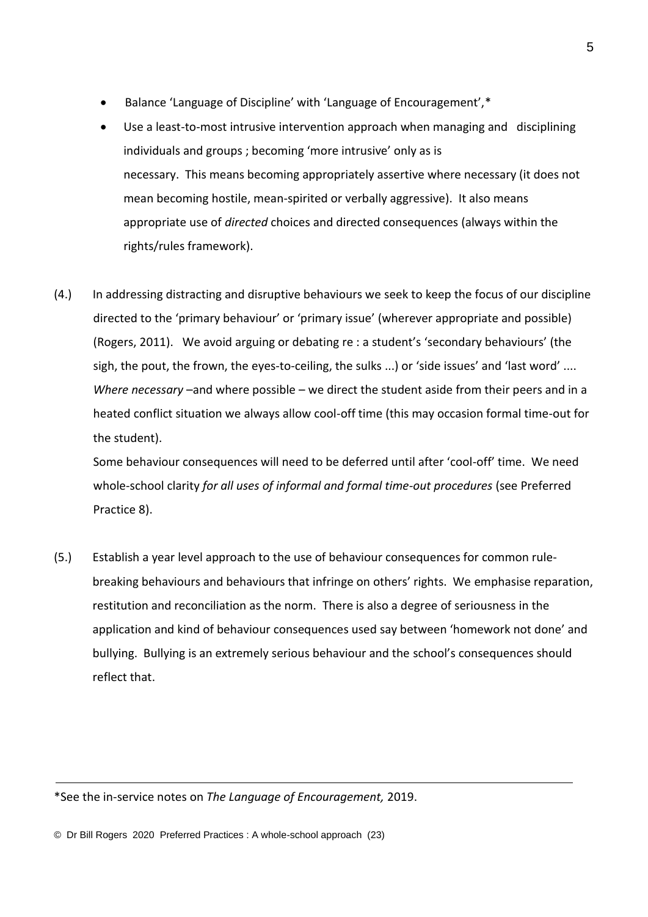- Balance 'Language of Discipline' with 'Language of Encouragement',*
- Use a least-to-most intrusive intervention approach when managing and disciplining individuals and groups ; becoming 'more intrusive' only as is necessary. This means becoming appropriately assertive where necessary (it does not mean becoming hostile, mean-spirited or verbally aggressive). It also means appropriate use of *directed* choices and directed consequences (always within the rights/rules framework).

(4.) In addressing distracting and disruptive behaviours we seek to keep the focus of our discipline directed to the 'primary behaviour' or 'primary issue' (wherever appropriate and possible) (Rogers, 2011). We avoid arguing or debating re : a student's 'secondary behaviours' (the sigh, the pout, the frown, the eyes-to-ceiling, the sulks ...) or 'side issues' and 'last word' .... *Where necessary* –and where possible – we direct the student aside from their peers and in a heated conflict situation we always allow cool-off time (this may occasion formal time-out for the student).

Some behaviour consequences will need to be deferred until after 'cool-off' time. We need whole-school clarity *for all uses of informal and formal time-out procedures* (see Preferred Practice 8).

(5.) Establish a year level approach to the use of behaviour consequences for common rule-breaking behaviours and behaviours that infringe on others' rights. We emphasise reparation, restitution and reconciliation as the norm. There is also a degree of seriousness in the application and kind of behaviour consequences used say between 'homework not done' and bullying. Bullying is an extremely serious behaviour and the school's consequences should reflect that.

---

*See the in-service notes on *The Language of Encouragement,* 2019.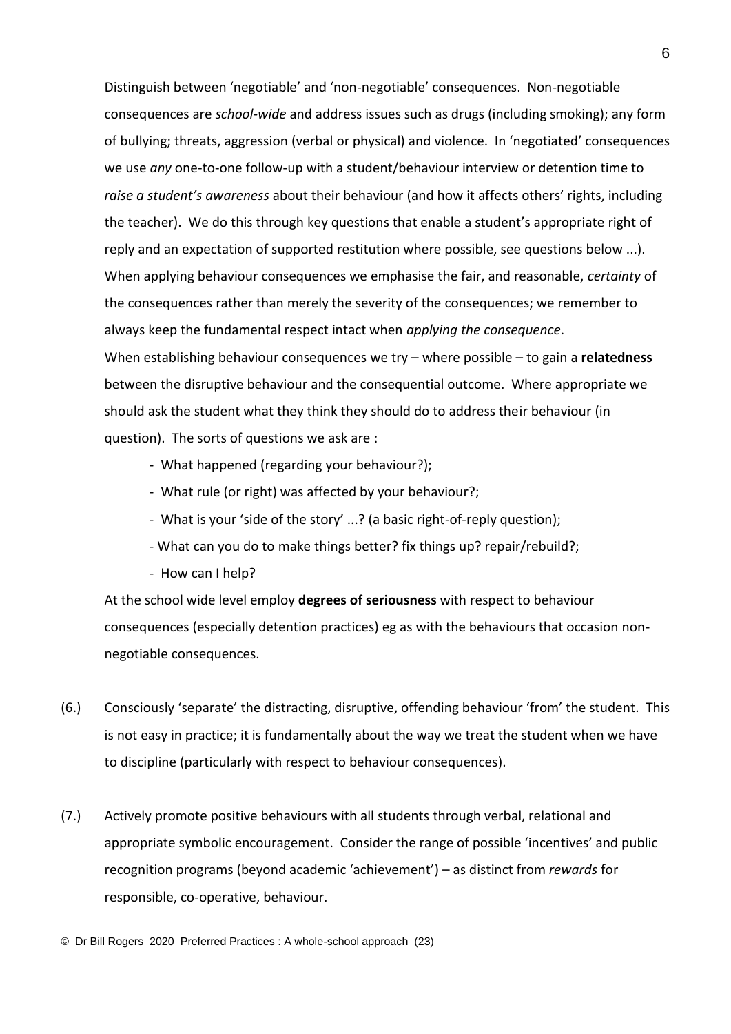Distinguish between 'negotiable' and 'non-negotiable' consequences. Non-negotiable consequences are *school-wide* and address issues such as drugs (including smoking); any form of bullying; threats, aggression (verbal or physical) and violence. In 'negotiated' consequences we use *any* one-to-one follow-up with a student/behaviour interview or detention time to *raise a student's awareness* about their behaviour (and how it affects others' rights, including the teacher). We do this through key questions that enable a student's appropriate right of reply and an expectation of supported restitution where possible, see questions below ...). When applying behaviour consequences we emphasise the fair, and reasonable, *certainty* of the consequences rather than merely the severity of the consequences; we remember to always keep the fundamental respect intact when *applying the consequence*.

When establishing behaviour consequences we try – where possible – to gain a **relatedness** between the disruptive behaviour and the consequential outcome. Where appropriate we should ask the student what they think they should do to address their behaviour (in question). The sorts of questions we ask are :

- What happened (regarding your behaviour?);
- What rule (or right) was affected by your behaviour?;
- What is your 'side of the story' ...? (a basic right-of-reply question);
- What can you do to make things better? fix things up? repair/rebuild?;
- How can I help?

At the school wide level employ **degrees of seriousness** with respect to behaviour consequences (especially detention practices) eg as with the behaviours that occasion non-negotiable consequences.

(6.) Consciously 'separate' the distracting, disruptive, offending behaviour 'from' the student. This is not easy in practice; it is fundamentally about the way we treat the student when we have to discipline (particularly with respect to behaviour consequences).

(7.) Actively promote positive behaviours with all students through verbal, relational and appropriate symbolic encouragement. Consider the range of possible 'incentives' and public recognition programs (beyond academic 'achievement') – as distinct from *rewards* for responsible, co-operative, behaviour.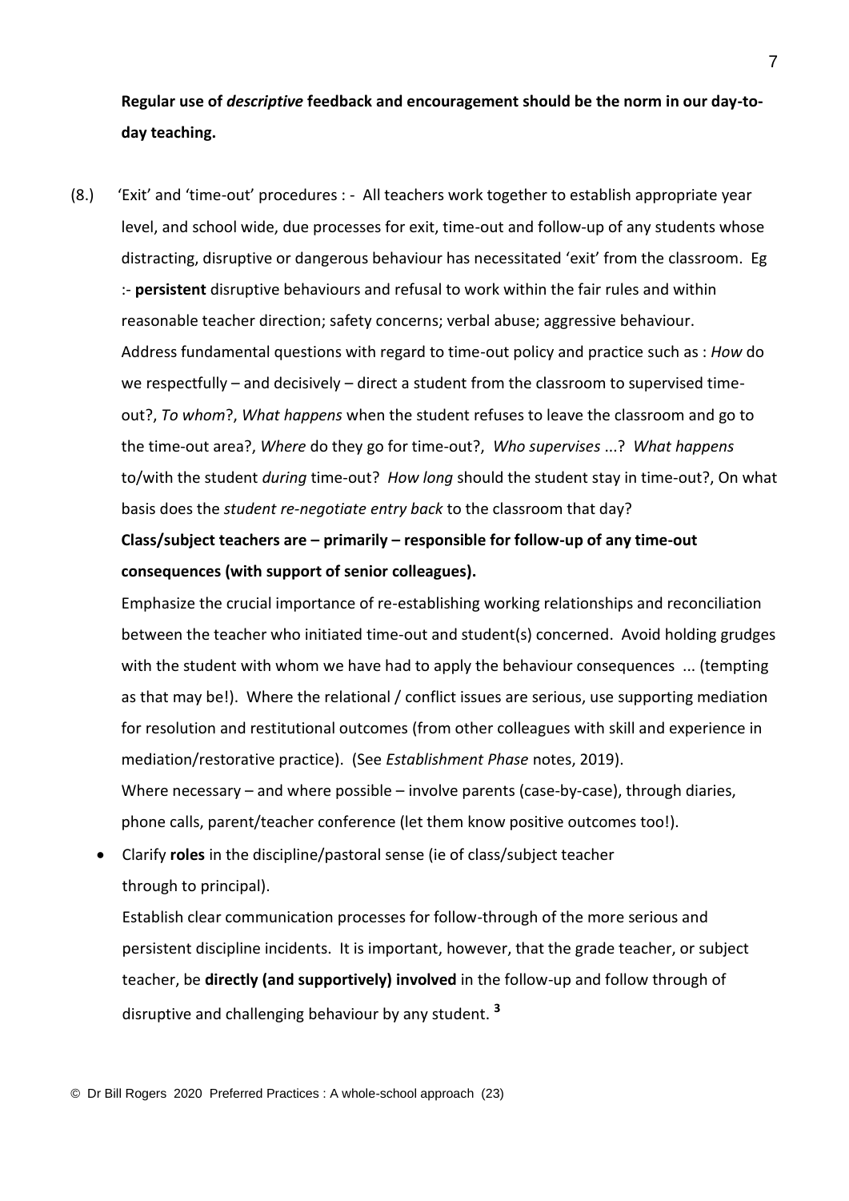**Regular use of *descriptive* feedback and encouragement should be the norm in our day-to-day teaching.**

(8.) 'Exit' and 'time-out' procedures : - All teachers work together to establish appropriate year level, and school wide, due processes for exit, time-out and follow-up of any students whose distracting, disruptive or dangerous behaviour has necessitated 'exit' from the classroom. Eg :- **persistent** disruptive behaviours and refusal to work within the fair rules and within reasonable teacher direction; safety concerns; verbal abuse; aggressive behaviour.
Address fundamental questions with regard to time-out policy and practice such as : *How* do we respectfully – and decisively – direct a student from the classroom to supervised time-out?, *To whom*?, *What happens* when the student refuses to leave the classroom and go to the time-out area?, *Where* do they go for time-out?, *Who supervises* ...? *What happens* to/with the student *during* time-out? *How long* should the student stay in time-out?, On what basis does the *student re-negotiate entry back* to the classroom that day?

**Class/subject teachers are – primarily – responsible for follow-up of any time-out consequences (with support of senior colleagues).**

Emphasize the crucial importance of re-establishing working relationships and reconciliation between the teacher who initiated time-out and student(s) concerned. Avoid holding grudges with the student with whom we have had to apply the behaviour consequences ... (tempting as that may be!). Where the relational / conflict issues are serious, use supporting mediation for resolution and restitutional outcomes (from other colleagues with skill and experience in mediation/restorative practice). (See *Establishment Phase* notes, 2019).
Where necessary – and where possible – involve parents (case-by-case), through diaries, phone calls, parent/teacher conference (let them know positive outcomes too!).

- Clarify **roles** in the discipline/pastoral sense (ie of class/subject teacher through to principal).
  Establish clear communication processes for follow-through of the more serious and persistent discipline incidents. It is important, however, that the grade teacher, or subject teacher, be **directly (and supportively) involved** in the follow-up and follow through of disruptive and challenging behaviour by any student. [3]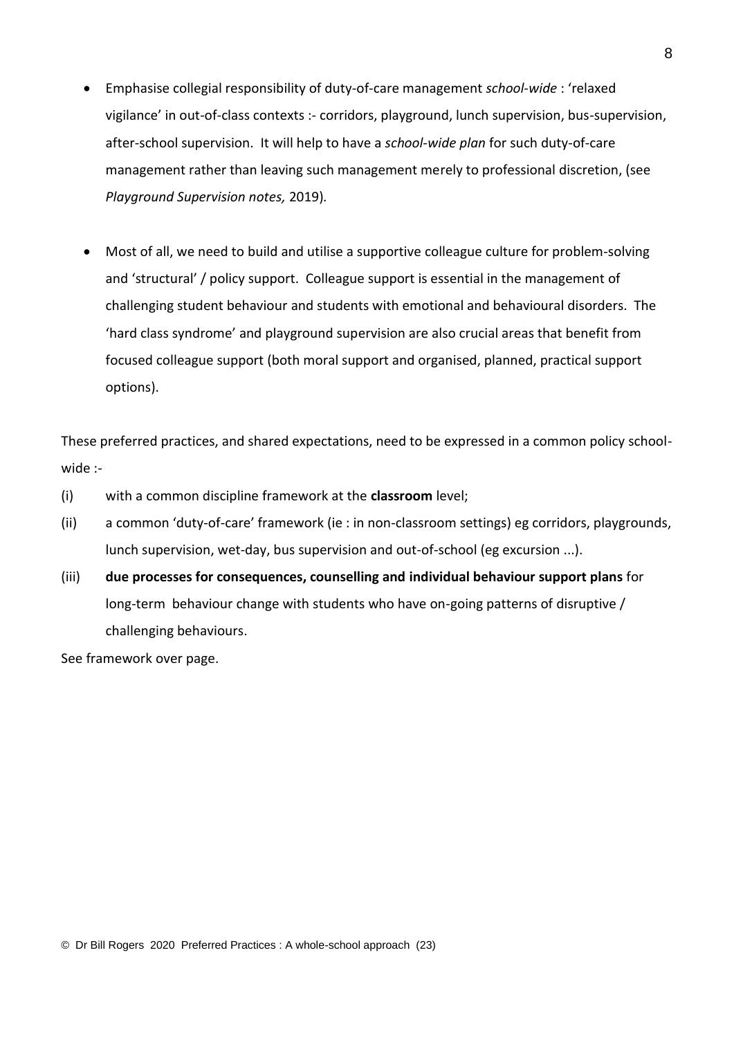- Emphasise collegial responsibility of duty-of-care management *school-wide* : 'relaxed vigilance' in out-of-class contexts :- corridors, playground, lunch supervision, bus-supervision, after-school supervision. It will help to have a *school-wide plan* for such duty-of-care management rather than leaving such management merely to professional discretion, (see *Playground Supervision notes,* 2019).

- Most of all, we need to build and utilise a supportive colleague culture for problem-solving and 'structural' / policy support. Colleague support is essential in the management of challenging student behaviour and students with emotional and behavioural disorders. The 'hard class syndrome' and playground supervision are also crucial areas that benefit from focused colleague support (both moral support and organised, planned, practical support options).

These preferred practices, and shared expectations, need to be expressed in a common policy school-wide :-

(i) with a common discipline framework at the **classroom** level;

(ii) a common 'duty-of-care' framework (ie : in non-classroom settings) eg corridors, playgrounds, lunch supervision, wet-day, bus supervision and out-of-school (eg excursion ...).

(iii) **due processes for consequences, counselling and individual behaviour support plans** for long-term behaviour change with students who have on-going patterns of disruptive / challenging behaviours.

See framework over page.

© Dr Bill Rogers 2020 Preferred Practices : A whole-school approach (23)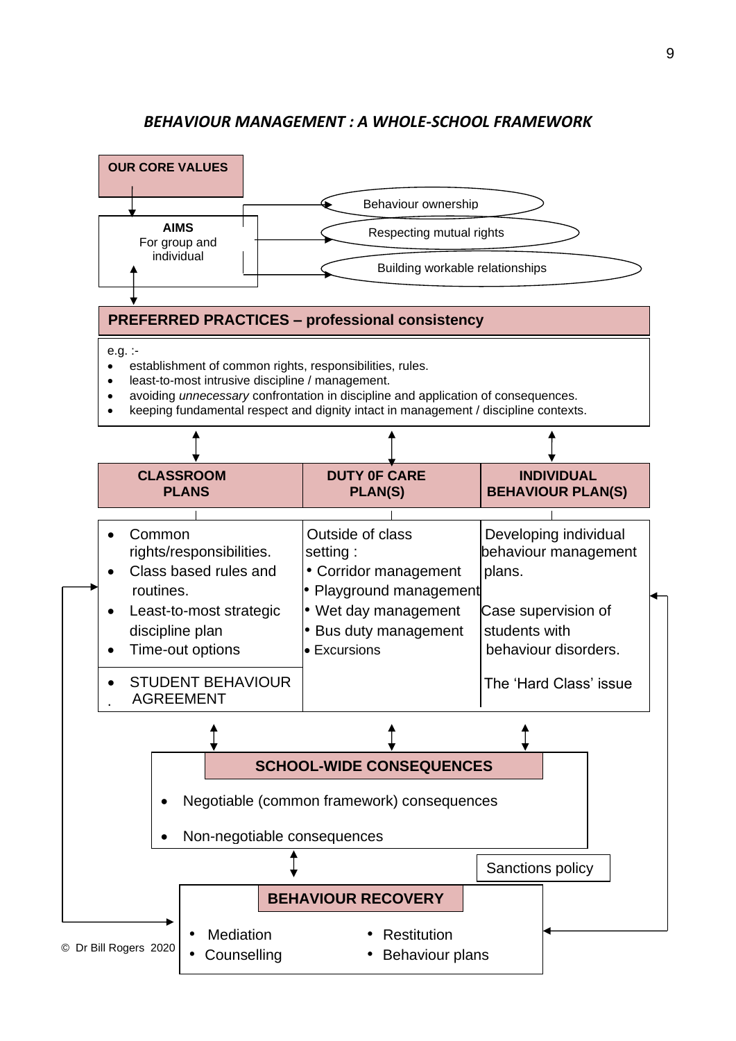***BEHAVIOUR MANAGEMENT : A WHOLE-SCHOOL FRAMEWORK***

**OUR CORE VALUES**

**AIMS**
For group and individual

- Behaviour ownership
- Respecting mutual rights
- Building workable relationships

**PREFERRED PRACTICES – professional consistency**

e.g. :-

- establishment of common rights, responsibilities, rules.
- least-to-most intrusive discipline / management.
- avoiding *unnecessary* confrontation in discipline and application of consequences.
- keeping fundamental respect and dignity intact in management / discipline contexts.

| **CLASSROOM PLANS** | **DUTY 0F CARE PLAN(S)** | **INDIVIDUAL BEHAVIOUR PLAN(S)** |
|---|---|---|
| • Common rights/responsibilities.<br>• Class based rules and routines.<br>• Least-to-most strategic discipline plan<br>• Time-out options | Outside of class setting :<br>• Corridor management<br>• Playground management<br>• Wet day management<br>• Bus duty management<br>• Excursions | Developing individual behaviour management plans.<br><br>Case supervision of students with behaviour disorders. |
| • STUDENT BEHAVIOUR AGREEMENT | | The 'Hard Class' issue |

**SCHOOL-WIDE CONSEQUENCES**

- Negotiable (common framework) consequences
- Non-negotiable consequences

Sanctions policy

**BEHAVIOUR RECOVERY**

- Mediation
- Counselling
- Restitution
- Behaviour plans

© Dr Bill Rogers 2020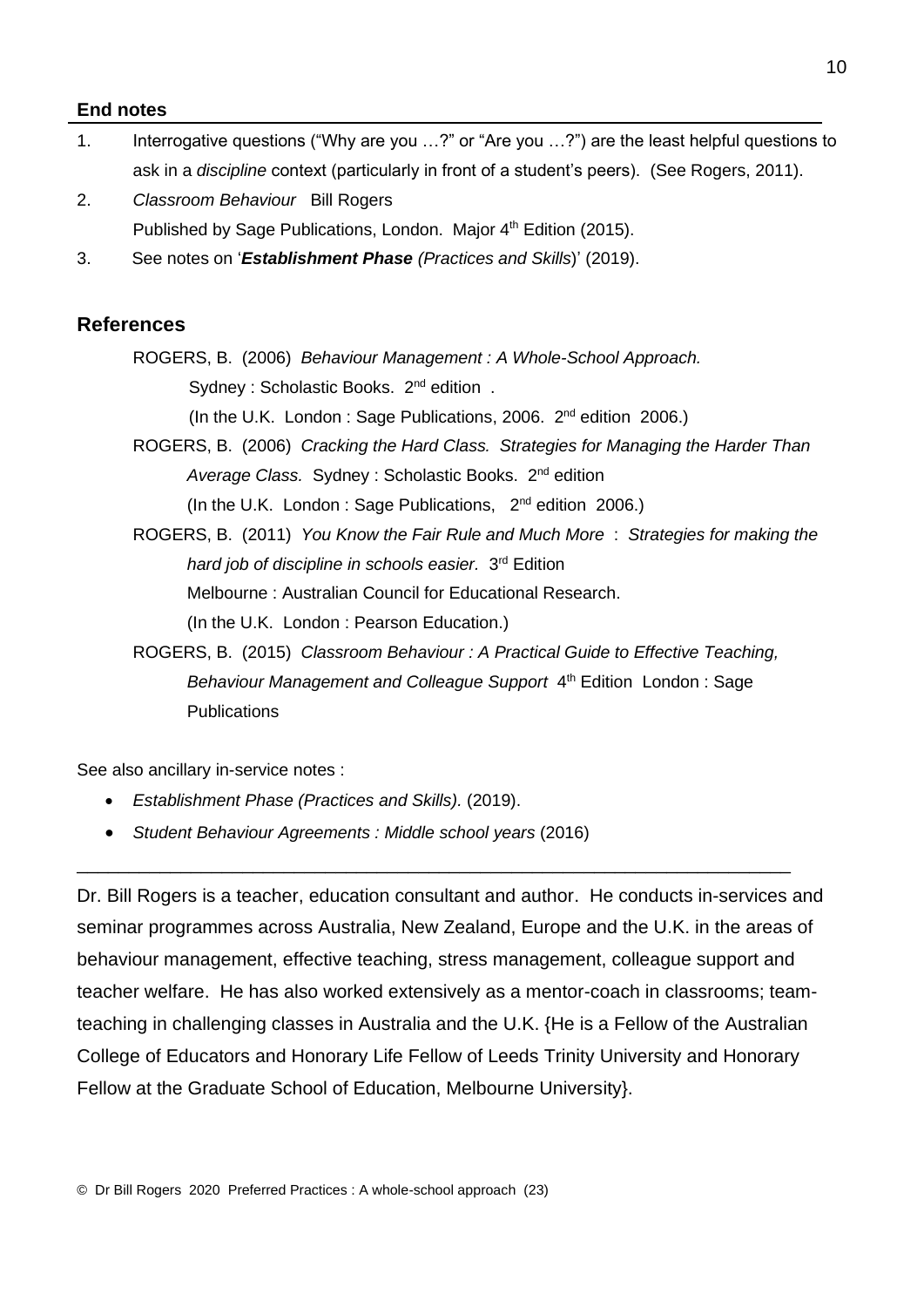## End notes

1. Interrogative questions ("Why are you …?" or "Are you …?") are the least helpful questions to ask in a *discipline* context (particularly in front of a student's peers). (See Rogers, 2011).
2. *Classroom Behaviour* Bill Rogers
   Published by Sage Publications, London. Major 4th Edition (2015).
3. See notes on '***Establishment Phase** (Practices and Skills)*' (2019).

## References

ROGERS, B. (2006) *Behaviour Management : A Whole-School Approach.* Sydney : Scholastic Books. 2nd edition .
(In the U.K. London : Sage Publications, 2006. 2nd edition 2006.)

ROGERS, B. (2006) *Cracking the Hard Class. Strategies for Managing the Harder Than Average Class.* Sydney : Scholastic Books. 2nd edition
(In the U.K. London : Sage Publications, 2nd edition 2006.)

ROGERS, B. (2011) *You Know the Fair Rule and Much More : Strategies for making the hard job of discipline in schools easier.* 3rd Edition
Melbourne : Australian Council for Educational Research.
(In the U.K. London : Pearson Education.)

ROGERS, B. (2015) *Classroom Behaviour : A Practical Guide to Effective Teaching, Behaviour Management and Colleague Support* 4th Edition London : Sage Publications

See also ancillary in-service notes :

- *Establishment Phase (Practices and Skills).* (2019).
- *Student Behaviour Agreements : Middle school years* (2016)

---

Dr. Bill Rogers is a teacher, education consultant and author. He conducts in-services and seminar programmes across Australia, New Zealand, Europe and the U.K. in the areas of behaviour management, effective teaching, stress management, colleague support and teacher welfare. He has also worked extensively as a mentor-coach in classrooms; team-teaching in challenging classes in Australia and the U.K. {He is a Fellow of the Australian College of Educators and Honorary Life Fellow of Leeds Trinity University and Honorary Fellow at the Graduate School of Education, Melbourne University}.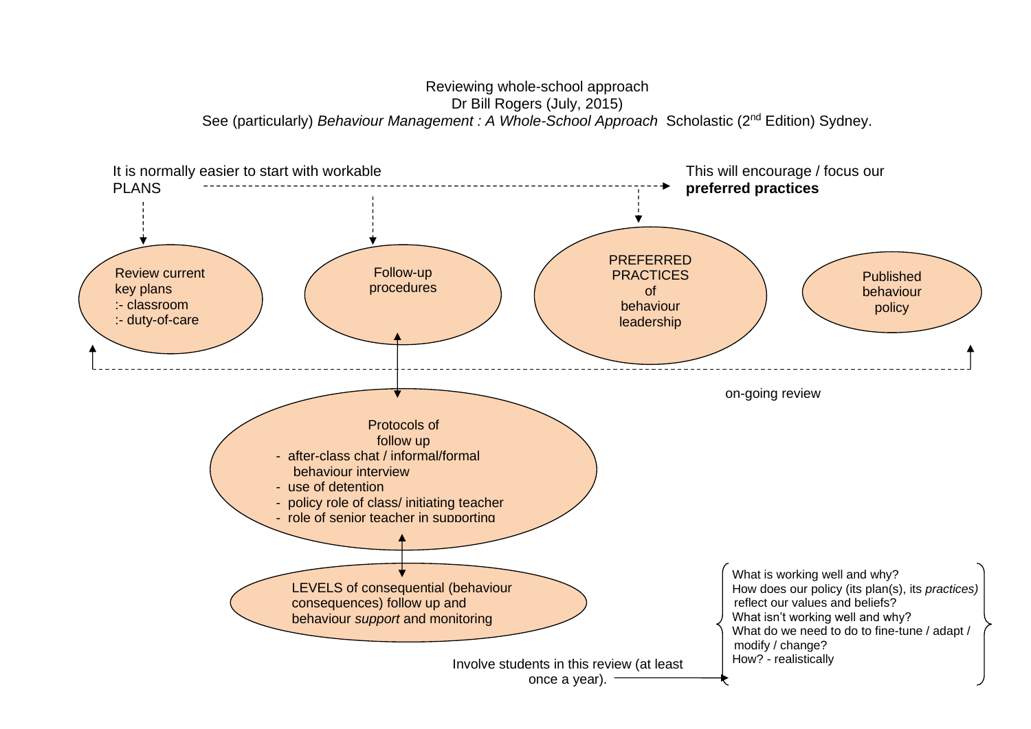Reviewing whole-school approach
Dr Bill Rogers (July, 2015)
See (particularly) *Behaviour Management : A Whole-School Approach* Scholastic (2nd Edition) Sydney.

It is normally easier to start with workable PLANS

This will encourage / focus our **preferred practices**

Review current key plans
:- classroom
:- duty-of-care

Follow-up procedures

PREFERRED PRACTICES of behaviour leadership

Published behaviour policy

on-going review

Protocols of follow up
- after-class chat / informal/formal behaviour interview
- use of detention
- policy role of class/ initiating teacher
- role of senior teacher in supporting

LEVELS of consequential (behaviour consequences) follow up and behaviour *support* and monitoring

Involve students in this review (at least once a year).

What is working well and why?
How does our policy (its plan(s), its *practices)* reflect our values and beliefs?
What isn't working well and why?
What do we need to do to fine-tune / adapt / modify / change?
How? - realistically